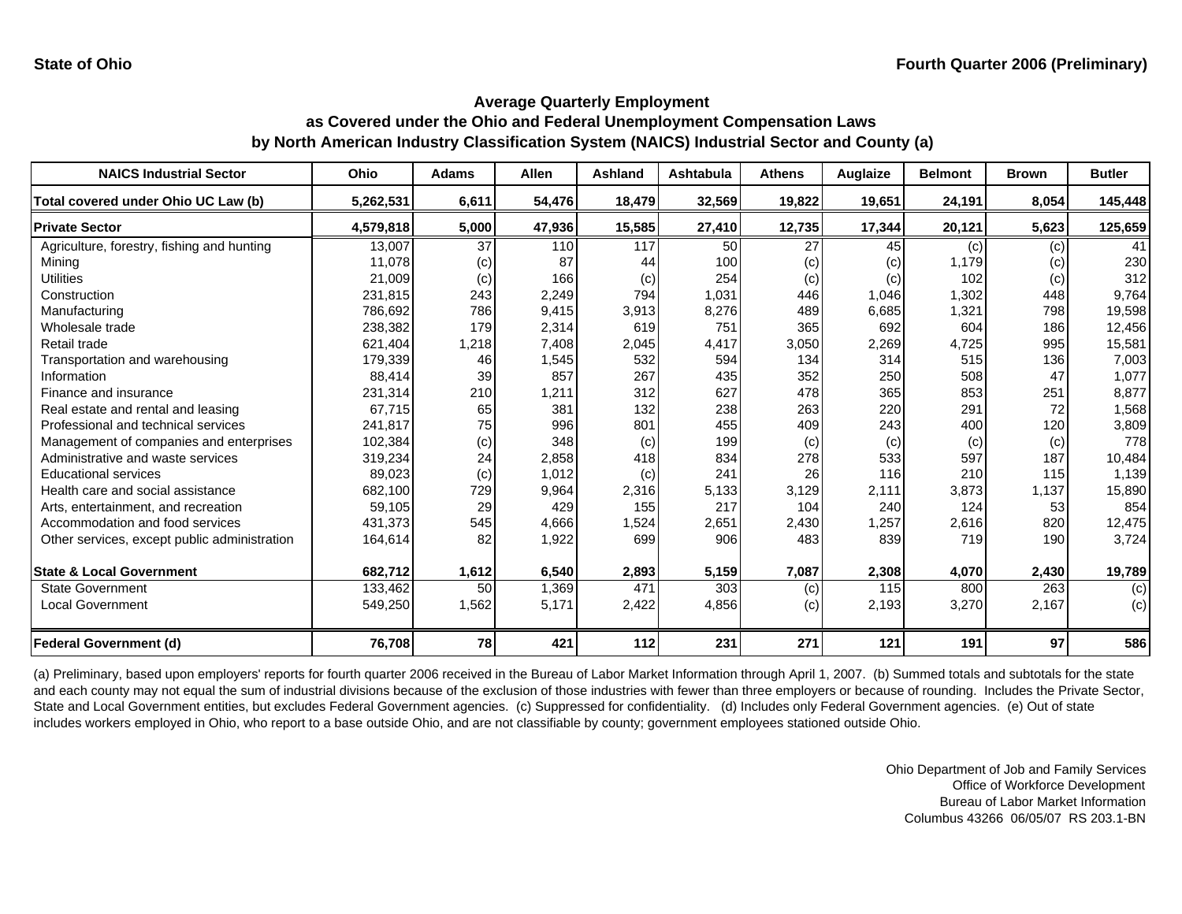State of Ohio

Fourth Quarter 2006 (Preliminary)

## Average Quarterly Employment
## as Covered under the Ohio and Federal Unemployment Compensation Laws
## by North American Industry Classification System (NAICS) Industrial Sector and County (a)

| NAICS Industrial Sector | Ohio | Adams | Allen | Ashland | Ashtabula | Athens | Auglaize | Belmont | Brown | Butler |
|---|---|---|---|---|---|---|---|---|---|---|
| **Total covered under Ohio UC Law (b)** | **5,262,531** | **6,611** | **54,476** | **18,479** | **32,569** | **19,822** | **19,651** | **24,191** | **8,054** | **145,448** |
| **Private Sector** | **4,579,818** | **5,000** | **47,936** | **15,585** | **27,410** | **12,735** | **17,344** | **20,121** | **5,623** | **125,659** |
| Agriculture, forestry, fishing and hunting | 13,007 | 37 | 110 | 117 | 50 | 27 | 45 | (c) | (c) | 41 |
| Mining | 11,078 | (c) | 87 | 44 | 100 | (c) | (c) | 1,179 | (c) | 230 |
| Utilities | 21,009 | (c) | 166 | (c) | 254 | (c) | (c) | 102 | (c) | 312 |
| Construction | 231,815 | 243 | 2,249 | 794 | 1,031 | 446 | 1,046 | 1,302 | 448 | 9,764 |
| Manufacturing | 786,692 | 786 | 9,415 | 3,913 | 8,276 | 489 | 6,685 | 1,321 | 798 | 19,598 |
| Wholesale trade | 238,382 | 179 | 2,314 | 619 | 751 | 365 | 692 | 604 | 186 | 12,456 |
| Retail trade | 621,404 | 1,218 | 7,408 | 2,045 | 4,417 | 3,050 | 2,269 | 4,725 | 995 | 15,581 |
| Transportation and warehousing | 179,339 | 46 | 1,545 | 532 | 594 | 134 | 314 | 515 | 136 | 7,003 |
| Information | 88,414 | 39 | 857 | 267 | 435 | 352 | 250 | 508 | 47 | 1,077 |
| Finance and insurance | 231,314 | 210 | 1,211 | 312 | 627 | 478 | 365 | 853 | 251 | 8,877 |
| Real estate and rental and leasing | 67,715 | 65 | 381 | 132 | 238 | 263 | 220 | 291 | 72 | 1,568 |
| Professional and technical services | 241,817 | 75 | 996 | 801 | 455 | 409 | 243 | 400 | 120 | 3,809 |
| Management of companies and enterprises | 102,384 | (c) | 348 | (c) | 199 | (c) | (c) | (c) | (c) | 778 |
| Administrative and waste services | 319,234 | 24 | 2,858 | 418 | 834 | 278 | 533 | 597 | 187 | 10,484 |
| Educational services | 89,023 | (c) | 1,012 | (c) | 241 | 26 | 116 | 210 | 115 | 1,139 |
| Health care and social assistance | 682,100 | 729 | 9,964 | 2,316 | 5,133 | 3,129 | 2,111 | 3,873 | 1,137 | 15,890 |
| Arts, entertainment, and recreation | 59,105 | 29 | 429 | 155 | 217 | 104 | 240 | 124 | 53 | 854 |
| Accommodation and food services | 431,373 | 545 | 4,666 | 1,524 | 2,651 | 2,430 | 1,257 | 2,616 | 820 | 12,475 |
| Other services, except public administration | 164,614 | 82 | 1,922 | 699 | 906 | 483 | 839 | 719 | 190 | 3,724 |
| **State & Local Government** | **682,712** | **1,612** | **6,540** | **2,893** | **5,159** | **7,087** | **2,308** | **4,070** | **2,430** | **19,789** |
| State Government | 133,462 | 50 | 1,369 | 471 | 303 | (c) | 115 | 800 | 263 | (c) |
| Local Government | 549,250 | 1,562 | 5,171 | 2,422 | 4,856 | (c) | 2,193 | 3,270 | 2,167 | (c) |
| **Federal Government (d)** | **76,708** | **78** | **421** | **112** | **231** | **271** | **121** | **191** | **97** | **586** |

(a) Preliminary, based upon employers' reports for fourth quarter 2006 received in the Bureau of Labor Market Information through April 1, 2007. (b) Summed totals and subtotals for the state and each county may not equal the sum of industrial divisions because of the exclusion of those industries with fewer than three employers or because of rounding. Includes the Private Sector, State and Local Government entities, but excludes Federal Government agencies. (c) Suppressed for confidentiality. (d) Includes only Federal Government agencies. (e) Out of state includes workers employed in Ohio, who report to a base outside Ohio, and are not classifiable by county; government employees stationed outside Ohio.

Ohio Department of Job and Family Services
Office of Workforce Development
Bureau of Labor Market Information
Columbus 43266 06/05/07 RS 203.1-BN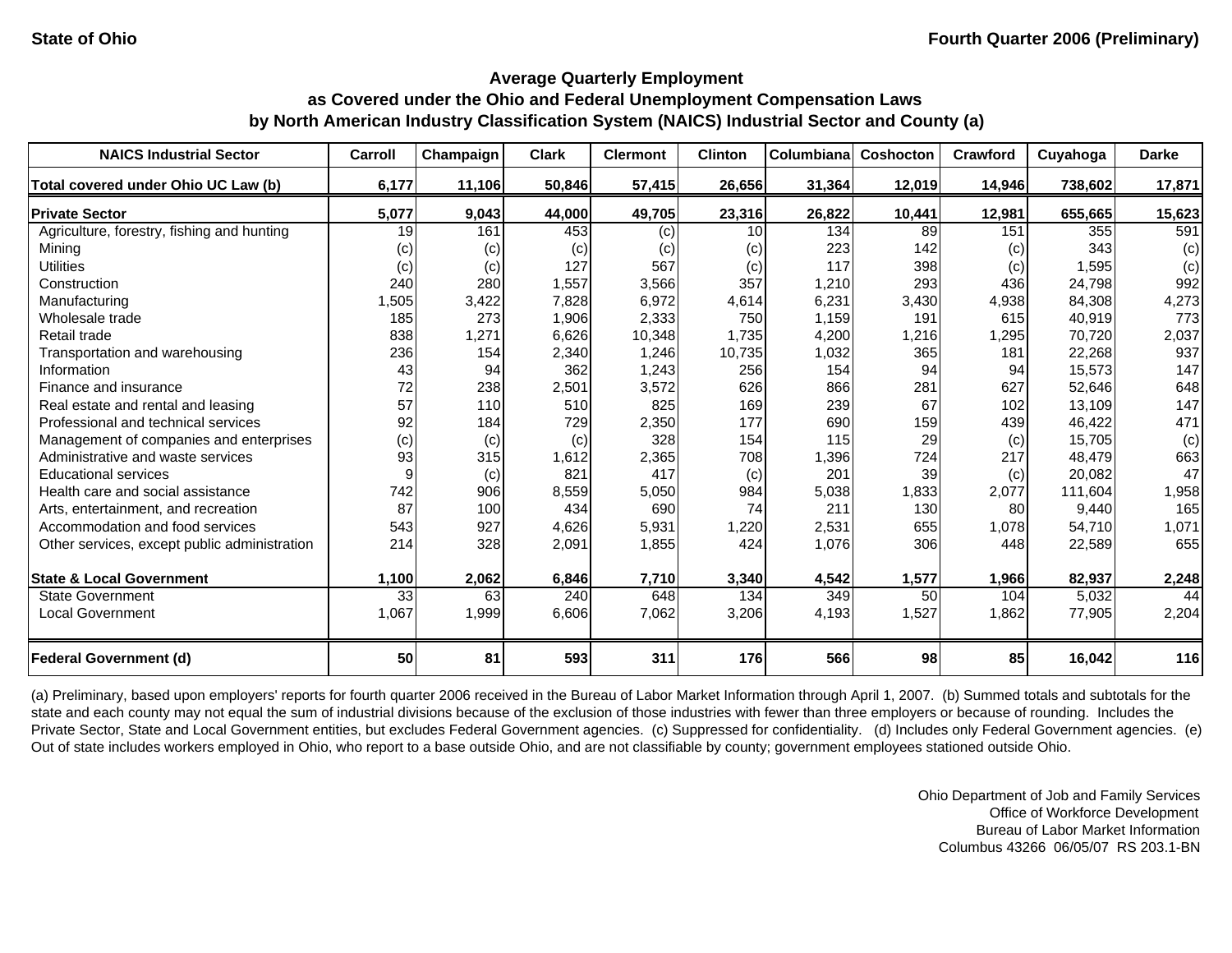State of Ohio — Fourth Quarter 2006 (Preliminary)

## Average Quarterly Employment as Covered under the Ohio and Federal Unemployment Compensation Laws by North American Industry Classification System (NAICS) Industrial Sector and County (a)

| NAICS Industrial Sector | Carroll | Champaign | Clark | Clermont | Clinton | Columbiana | Coshocton | Crawford | Cuyahoga | Darke |
|---|---|---|---|---|---|---|---|---|---|---|
| **Total covered under Ohio UC Law (b)** | **6,177** | **11,106** | **50,846** | **57,415** | **26,656** | **31,364** | **12,019** | **14,946** | **738,602** | **17,871** |
| **Private Sector** | **5,077** | **9,043** | **44,000** | **49,705** | **23,316** | **26,822** | **10,441** | **12,981** | **655,665** | **15,623** |
| Agriculture, forestry, fishing and hunting | 19 | 161 | 453 | (c) | 10 | 134 | 89 | 151 | 355 | 591 |
| Mining | (c) | (c) | (c) | (c) | (c) | 223 | 142 | (c) | 343 | (c) |
| Utilities | (c) | (c) | 127 | 567 | (c) | 117 | 398 | (c) | 1,595 | (c) |
| Construction | 240 | 280 | 1,557 | 3,566 | 357 | 1,210 | 293 | 436 | 24,798 | 992 |
| Manufacturing | 1,505 | 3,422 | 7,828 | 6,972 | 4,614 | 6,231 | 3,430 | 4,938 | 84,308 | 4,273 |
| Wholesale trade | 185 | 273 | 1,906 | 2,333 | 750 | 1,159 | 191 | 615 | 40,919 | 773 |
| Retail trade | 838 | 1,271 | 6,626 | 10,348 | 1,735 | 4,200 | 1,216 | 1,295 | 70,720 | 2,037 |
| Transportation and warehousing | 236 | 154 | 2,340 | 1,246 | 10,735 | 1,032 | 365 | 181 | 22,268 | 937 |
| Information | 43 | 94 | 362 | 1,243 | 256 | 154 | 94 | 94 | 15,573 | 147 |
| Finance and insurance | 72 | 238 | 2,501 | 3,572 | 626 | 866 | 281 | 627 | 52,646 | 648 |
| Real estate and rental and leasing | 57 | 110 | 510 | 825 | 169 | 239 | 67 | 102 | 13,109 | 147 |
| Professional and technical services | 92 | 184 | 729 | 2,350 | 177 | 690 | 159 | 439 | 46,422 | 471 |
| Management of companies and enterprises | (c) | (c) | (c) | 328 | 154 | 115 | 29 | (c) | 15,705 | (c) |
| Administrative and waste services | 93 | 315 | 1,612 | 2,365 | 708 | 1,396 | 724 | 217 | 48,479 | 663 |
| Educational services | 9 | (c) | 821 | 417 | (c) | 201 | 39 | (c) | 20,082 | 47 |
| Health care and social assistance | 742 | 906 | 8,559 | 5,050 | 984 | 5,038 | 1,833 | 2,077 | 111,604 | 1,958 |
| Arts, entertainment, and recreation | 87 | 100 | 434 | 690 | 74 | 211 | 130 | 80 | 9,440 | 165 |
| Accommodation and food services | 543 | 927 | 4,626 | 5,931 | 1,220 | 2,531 | 655 | 1,078 | 54,710 | 1,071 |
| Other services, except public administration | 214 | 328 | 2,091 | 1,855 | 424 | 1,076 | 306 | 448 | 22,589 | 655 |
| **State & Local Government** | **1,100** | **2,062** | **6,846** | **7,710** | **3,340** | **4,542** | **1,577** | **1,966** | **82,937** | **2,248** |
| State Government | 33 | 63 | 240 | 648 | 134 | 349 | 50 | 104 | 5,032 | 44 |
| Local Government | 1,067 | 1,999 | 6,606 | 7,062 | 3,206 | 4,193 | 1,527 | 1,862 | 77,905 | 2,204 |
| **Federal Government (d)** | **50** | **81** | **593** | **311** | **176** | **566** | **98** | **85** | **16,042** | **116** |

(a) Preliminary, based upon employers' reports for fourth quarter 2006 received in the Bureau of Labor Market Information through April 1, 2007. (b) Summed totals and subtotals for the state and each county may not equal the sum of industrial divisions because of the exclusion of those industries with fewer than three employers or because of rounding. Includes the Private Sector, State and Local Government entities, but excludes Federal Government agencies. (c) Suppressed for confidentiality. (d) Includes only Federal Government agencies. (e) Out of state includes workers employed in Ohio, who report to a base outside Ohio, and are not classifiable by county; government employees stationed outside Ohio.

Ohio Department of Job and Family Services
Office of Workforce Development
Bureau of Labor Market Information
Columbus 43266 06/05/07 RS 203.1-BN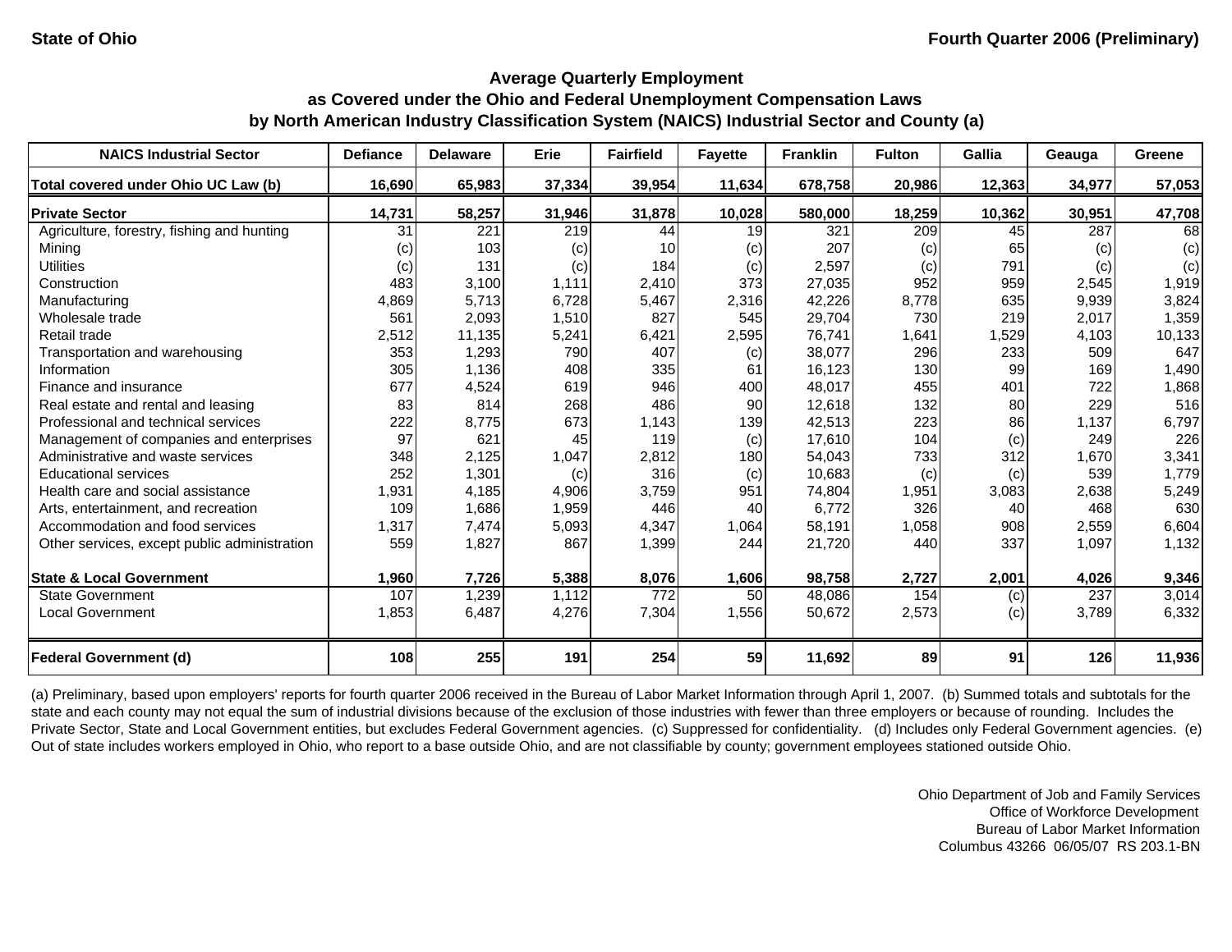State of Ohio — Fourth Quarter 2006 (Preliminary)

## Average Quarterly Employment
## as Covered under the Ohio and Federal Unemployment Compensation Laws
## by North American Industry Classification System (NAICS) Industrial Sector and County (a)

| NAICS Industrial Sector | Defiance | Delaware | Erie | Fairfield | Fayette | Franklin | Fulton | Gallia | Geauga | Greene |
|---|---|---|---|---|---|---|---|---|---|---|
| **Total covered under Ohio UC Law (b)** | **16,690** | **65,983** | **37,334** | **39,954** | **11,634** | **678,758** | **20,986** | **12,363** | **34,977** | **57,053** |
| **Private Sector** | **14,731** | **58,257** | **31,946** | **31,878** | **10,028** | **580,000** | **18,259** | **10,362** | **30,951** | **47,708** |
| Agriculture, forestry, fishing and hunting | 31 | 221 | 219 | 44 | 19 | 321 | 209 | 45 | 287 | 68 |
| Mining | (c) | 103 | (c) | 10 | (c) | 207 | (c) | 65 | (c) | (c) |
| Utilities | (c) | 131 | (c) | 184 | (c) | 2,597 | (c) | 791 | (c) | (c) |
| Construction | 483 | 3,100 | 1,111 | 2,410 | 373 | 27,035 | 952 | 959 | 2,545 | 1,919 |
| Manufacturing | 4,869 | 5,713 | 6,728 | 5,467 | 2,316 | 42,226 | 8,778 | 635 | 9,939 | 3,824 |
| Wholesale trade | 561 | 2,093 | 1,510 | 827 | 545 | 29,704 | 730 | 219 | 2,017 | 1,359 |
| Retail trade | 2,512 | 11,135 | 5,241 | 6,421 | 2,595 | 76,741 | 1,641 | 1,529 | 4,103 | 10,133 |
| Transportation and warehousing | 353 | 1,293 | 790 | 407 | (c) | 38,077 | 296 | 233 | 509 | 647 |
| Information | 305 | 1,136 | 408 | 335 | 61 | 16,123 | 130 | 99 | 169 | 1,490 |
| Finance and insurance | 677 | 4,524 | 619 | 946 | 400 | 48,017 | 455 | 401 | 722 | 1,868 |
| Real estate and rental and leasing | 83 | 814 | 268 | 486 | 90 | 12,618 | 132 | 80 | 229 | 516 |
| Professional and technical services | 222 | 8,775 | 673 | 1,143 | 139 | 42,513 | 223 | 86 | 1,137 | 6,797 |
| Management of companies and enterprises | 97 | 621 | 45 | 119 | (c) | 17,610 | 104 | (c) | 249 | 226 |
| Administrative and waste services | 348 | 2,125 | 1,047 | 2,812 | 180 | 54,043 | 733 | 312 | 1,670 | 3,341 |
| Educational services | 252 | 1,301 | (c) | 316 | (c) | 10,683 | (c) | (c) | 539 | 1,779 |
| Health care and social assistance | 1,931 | 4,185 | 4,906 | 3,759 | 951 | 74,804 | 1,951 | 3,083 | 2,638 | 5,249 |
| Arts, entertainment, and recreation | 109 | 1,686 | 1,959 | 446 | 40 | 6,772 | 326 | 40 | 468 | 630 |
| Accommodation and food services | 1,317 | 7,474 | 5,093 | 4,347 | 1,064 | 58,191 | 1,058 | 908 | 2,559 | 6,604 |
| Other services, except public administration | 559 | 1,827 | 867 | 1,399 | 244 | 21,720 | 440 | 337 | 1,097 | 1,132 |
| **State & Local Government** | **1,960** | **7,726** | **5,388** | **8,076** | **1,606** | **98,758** | **2,727** | **2,001** | **4,026** | **9,346** |
| State Government | 107 | 1,239 | 1,112 | 772 | 50 | 48,086 | 154 | (c) | 237 | 3,014 |
| Local Government | 1,853 | 6,487 | 4,276 | 7,304 | 1,556 | 50,672 | 2,573 | (c) | 3,789 | 6,332 |
| **Federal Government (d)** | **108** | **255** | **191** | **254** | **59** | **11,692** | **89** | **91** | **126** | **11,936** |

(a) Preliminary, based upon employers' reports for fourth quarter 2006 received in the Bureau of Labor Market Information through April 1, 2007. (b) Summed totals and subtotals for the state and each county may not equal the sum of industrial divisions because of the exclusion of those industries with fewer than three employers or because of rounding. Includes the Private Sector, State and Local Government entities, but excludes Federal Government agencies. (c) Suppressed for confidentiality. (d) Includes only Federal Government agencies. (e) Out of state includes workers employed in Ohio, who report to a base outside Ohio, and are not classifiable by county; government employees stationed outside Ohio.

Ohio Department of Job and Family Services
Office of Workforce Development
Bureau of Labor Market Information
Columbus 43266 06/05/07 RS 203.1-BN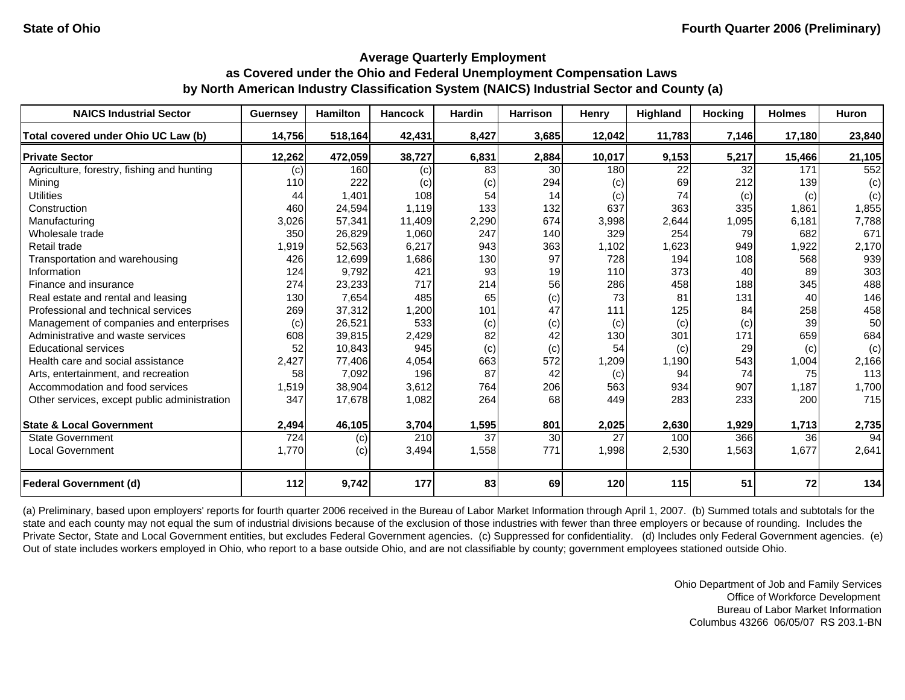State of Ohio　　　　Fourth Quarter 2006 (Preliminary)

## Average Quarterly Employment
## as Covered under the Ohio and Federal Unemployment Compensation Laws
## by North American Industry Classification System (NAICS) Industrial Sector and County (a)

| NAICS Industrial Sector | Guernsey | Hamilton | Hancock | Hardin | Harrison | Henry | Highland | Hocking | Holmes | Huron |
|---|---|---|---|---|---|---|---|---|---|---|
| **Total covered under Ohio UC Law (b)** | **14,756** | **518,164** | **42,431** | **8,427** | **3,685** | **12,042** | **11,783** | **7,146** | **17,180** | **23,840** |
| **Private Sector** | **12,262** | **472,059** | **38,727** | **6,831** | **2,884** | **10,017** | **9,153** | **5,217** | **15,466** | **21,105** |
| Agriculture, forestry, fishing and hunting | (c) | 160 | (c) | 83 | 30 | 180 | 22 | 32 | 171 | 552 |
| Mining | 110 | 222 | (c) | (c) | 294 | (c) | 69 | 212 | 139 | (c) |
| Utilities | 44 | 1,401 | 108 | 54 | 14 | (c) | 74 | (c) | (c) | (c) |
| Construction | 460 | 24,594 | 1,119 | 133 | 132 | 637 | 363 | 335 | 1,861 | 1,855 |
| Manufacturing | 3,026 | 57,341 | 11,409 | 2,290 | 674 | 3,998 | 2,644 | 1,095 | 6,181 | 7,788 |
| Wholesale trade | 350 | 26,829 | 1,060 | 247 | 140 | 329 | 254 | 79 | 682 | 671 |
| Retail trade | 1,919 | 52,563 | 6,217 | 943 | 363 | 1,102 | 1,623 | 949 | 1,922 | 2,170 |
| Transportation and warehousing | 426 | 12,699 | 1,686 | 130 | 97 | 728 | 194 | 108 | 568 | 939 |
| Information | 124 | 9,792 | 421 | 93 | 19 | 110 | 373 | 40 | 89 | 303 |
| Finance and insurance | 274 | 23,233 | 717 | 214 | 56 | 286 | 458 | 188 | 345 | 488 |
| Real estate and rental and leasing | 130 | 7,654 | 485 | 65 | (c) | 73 | 81 | 131 | 40 | 146 |
| Professional and technical services | 269 | 37,312 | 1,200 | 101 | 47 | 111 | 125 | 84 | 258 | 458 |
| Management of companies and enterprises | (c) | 26,521 | 533 | (c) | (c) | (c) | (c) | (c) | 39 | 50 |
| Administrative and waste services | 608 | 39,815 | 2,429 | 82 | 42 | 130 | 301 | 171 | 659 | 684 |
| Educational services | 52 | 10,843 | 945 | (c) | (c) | 54 | (c) | 29 | (c) | (c) |
| Health care and social assistance | 2,427 | 77,406 | 4,054 | 663 | 572 | 1,209 | 1,190 | 543 | 1,004 | 2,166 |
| Arts, entertainment, and recreation | 58 | 7,092 | 196 | 87 | 42 | (c) | 94 | 74 | 75 | 113 |
| Accommodation and food services | 1,519 | 38,904 | 3,612 | 764 | 206 | 563 | 934 | 907 | 1,187 | 1,700 |
| Other services, except public administration | 347 | 17,678 | 1,082 | 264 | 68 | 449 | 283 | 233 | 200 | 715 |
| **State & Local Government** | **2,494** | **46,105** | **3,704** | **1,595** | **801** | **2,025** | **2,630** | **1,929** | **1,713** | **2,735** |
| State Government | 724 | (c) | 210 | 37 | 30 | 27 | 100 | 366 | 36 | 94 |
| Local Government | 1,770 | (c) | 3,494 | 1,558 | 771 | 1,998 | 2,530 | 1,563 | 1,677 | 2,641 |
| **Federal Government (d)** | **112** | **9,742** | **177** | **83** | **69** | **120** | **115** | **51** | **72** | **134** |

(a) Preliminary, based upon employers' reports for fourth quarter 2006 received in the Bureau of Labor Market Information through April 1, 2007. (b) Summed totals and subtotals for the state and each county may not equal the sum of industrial divisions because of the exclusion of those industries with fewer than three employers or because of rounding. Includes the Private Sector, State and Local Government entities, but excludes Federal Government agencies. (c) Suppressed for confidentiality. (d) Includes only Federal Government agencies. (e) Out of state includes workers employed in Ohio, who report to a base outside Ohio, and are not classifiable by county; government employees stationed outside Ohio.

Ohio Department of Job and Family Services
Office of Workforce Development
Bureau of Labor Market Information
Columbus 43266 06/05/07 RS 203.1-BN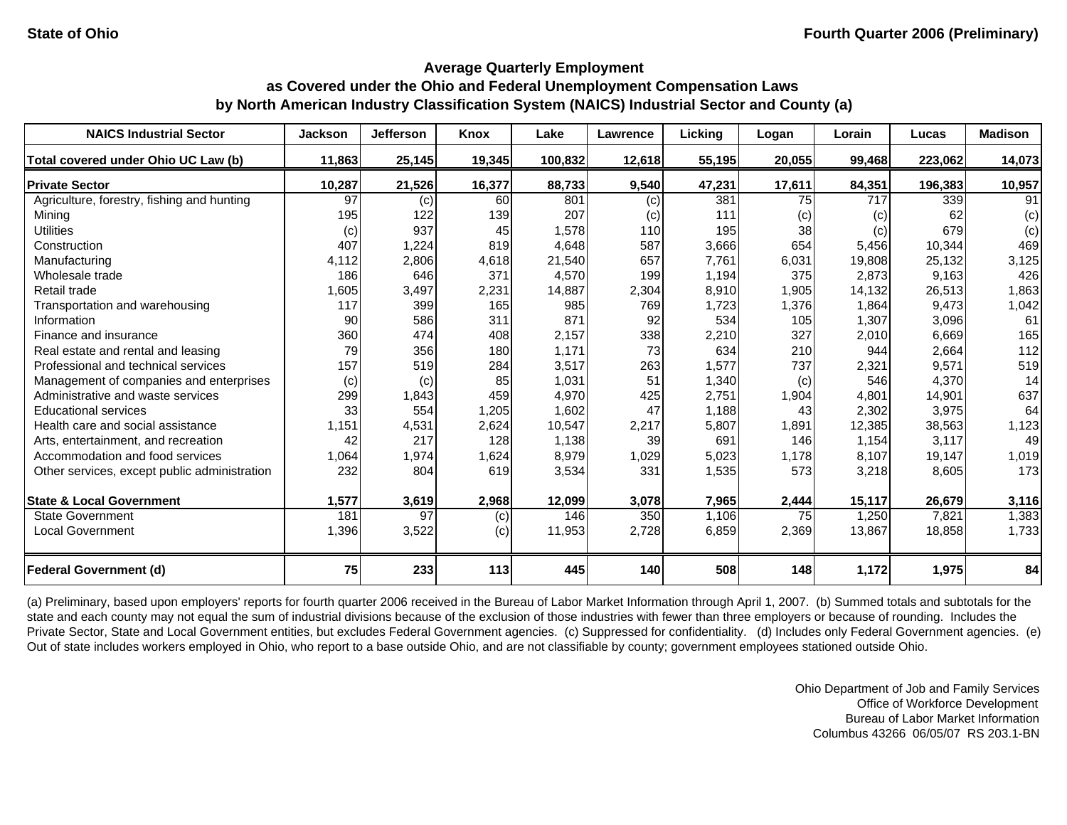State of Ohio | Fourth Quarter 2006 (Preliminary)

### Average Quarterly Employment
### as Covered under the Ohio and Federal Unemployment Compensation Laws
### by North American Industry Classification System (NAICS) Industrial Sector and County (a)

| NAICS Industrial Sector | Jackson | Jefferson | Knox | Lake | Lawrence | Licking | Logan | Lorain | Lucas | Madison |
|---|---|---|---|---|---|---|---|---|---|---|
| **Total covered under Ohio UC Law (b)** | **11,863** | **25,145** | **19,345** | **100,832** | **12,618** | **55,195** | **20,055** | **99,468** | **223,062** | **14,073** |
| **Private Sector** | **10,287** | **21,526** | **16,377** | **88,733** | **9,540** | **47,231** | **17,611** | **84,351** | **196,383** | **10,957** |
| Agriculture, forestry, fishing and hunting | 97 | (c) | 60 | 801 | (c) | 381 | 75 | 717 | 339 | 91 |
| Mining | 195 | 122 | 139 | 207 | (c) | 111 | (c) | (c) | 62 | (c) |
| Utilities | (c) | 937 | 45 | 1,578 | 110 | 195 | 38 | (c) | 679 | (c) |
| Construction | 407 | 1,224 | 819 | 4,648 | 587 | 3,666 | 654 | 5,456 | 10,344 | 469 |
| Manufacturing | 4,112 | 2,806 | 4,618 | 21,540 | 657 | 7,761 | 6,031 | 19,808 | 25,132 | 3,125 |
| Wholesale trade | 186 | 646 | 371 | 4,570 | 199 | 1,194 | 375 | 2,873 | 9,163 | 426 |
| Retail trade | 1,605 | 3,497 | 2,231 | 14,887 | 2,304 | 8,910 | 1,905 | 14,132 | 26,513 | 1,863 |
| Transportation and warehousing | 117 | 399 | 165 | 985 | 769 | 1,723 | 1,376 | 1,864 | 9,473 | 1,042 |
| Information | 90 | 586 | 311 | 871 | 92 | 534 | 105 | 1,307 | 3,096 | 61 |
| Finance and insurance | 360 | 474 | 408 | 2,157 | 338 | 2,210 | 327 | 2,010 | 6,669 | 165 |
| Real estate and rental and leasing | 79 | 356 | 180 | 1,171 | 73 | 634 | 210 | 944 | 2,664 | 112 |
| Professional and technical services | 157 | 519 | 284 | 3,517 | 263 | 1,577 | 737 | 2,321 | 9,571 | 519 |
| Management of companies and enterprises | (c) | (c) | 85 | 1,031 | 51 | 1,340 | (c) | 546 | 4,370 | 14 |
| Administrative and waste services | 299 | 1,843 | 459 | 4,970 | 425 | 2,751 | 1,904 | 4,801 | 14,901 | 637 |
| Educational services | 33 | 554 | 1,205 | 1,602 | 47 | 1,188 | 43 | 2,302 | 3,975 | 64 |
| Health care and social assistance | 1,151 | 4,531 | 2,624 | 10,547 | 2,217 | 5,807 | 1,891 | 12,385 | 38,563 | 1,123 |
| Arts, entertainment, and recreation | 42 | 217 | 128 | 1,138 | 39 | 691 | 146 | 1,154 | 3,117 | 49 |
| Accommodation and food services | 1,064 | 1,974 | 1,624 | 8,979 | 1,029 | 5,023 | 1,178 | 8,107 | 19,147 | 1,019 |
| Other services, except public administration | 232 | 804 | 619 | 3,534 | 331 | 1,535 | 573 | 3,218 | 8,605 | 173 |
| **State & Local Government** | **1,577** | **3,619** | **2,968** | **12,099** | **3,078** | **7,965** | **2,444** | **15,117** | **26,679** | **3,116** |
| State Government | 181 | 97 | (c) | 146 | 350 | 1,106 | 75 | 1,250 | 7,821 | 1,383 |
| Local Government | 1,396 | 3,522 | (c) | 11,953 | 2,728 | 6,859 | 2,369 | 13,867 | 18,858 | 1,733 |
| **Federal Government (d)** | **75** | **233** | **113** | **445** | **140** | **508** | **148** | **1,172** | **1,975** | **84** |

(a) Preliminary, based upon employers' reports for fourth quarter 2006 received in the Bureau of Labor Market Information through April 1, 2007. (b) Summed totals and subtotals for the state and each county may not equal the sum of industrial divisions because of the exclusion of those industries with fewer than three employers or because of rounding. Includes the Private Sector, State and Local Government entities, but excludes Federal Government agencies. (c) Suppressed for confidentiality. (d) Includes only Federal Government agencies. (e) Out of state includes workers employed in Ohio, who report to a base outside Ohio, and are not classifiable by county; government employees stationed outside Ohio.

Ohio Department of Job and Family Services
Office of Workforce Development
Bureau of Labor Market Information
Columbus 43266 06/05/07 RS 203.1-BN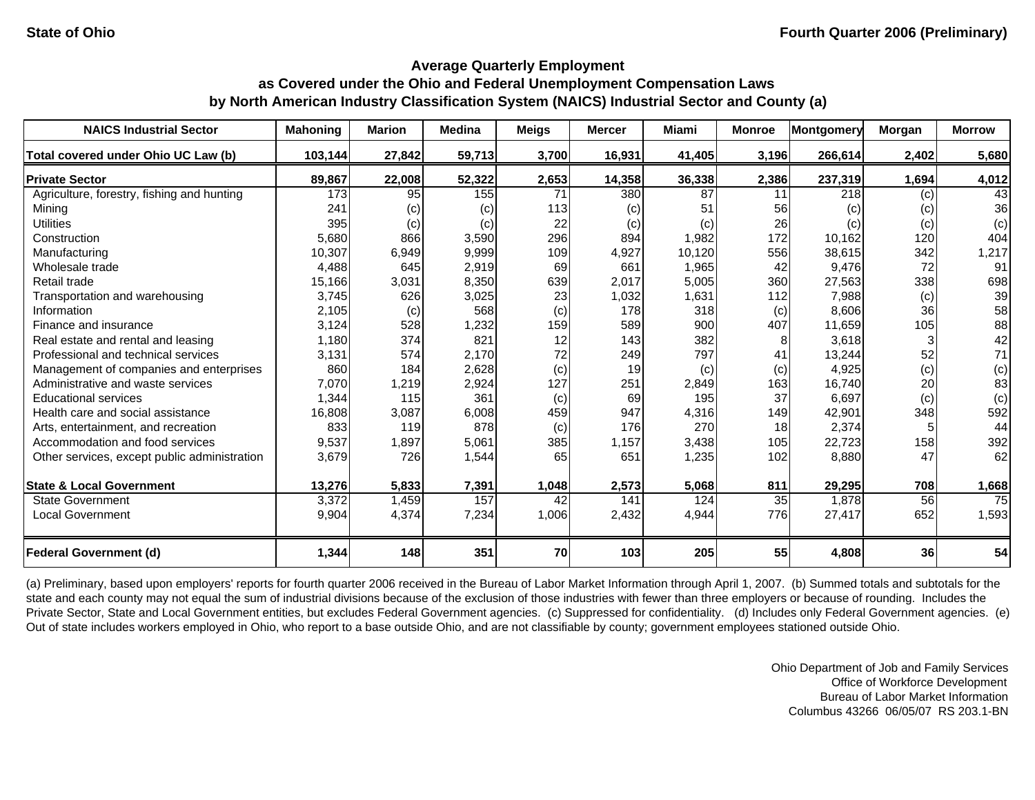State of Ohio | Fourth Quarter 2006 (Preliminary)

## Average Quarterly Employment
## as Covered under the Ohio and Federal Unemployment Compensation Laws
## by North American Industry Classification System (NAICS) Industrial Sector and County (a)

| NAICS Industrial Sector | Mahoning | Marion | Medina | Meigs | Mercer | Miami | Monroe | Montgomery | Morgan | Morrow |
|---|---|---|---|---|---|---|---|---|---|---|
| **Total covered under Ohio UC Law (b)** | **103,144** | **27,842** | **59,713** | **3,700** | **16,931** | **41,405** | **3,196** | **266,614** | **2,402** | **5,680** |
| **Private Sector** | **89,867** | **22,008** | **52,322** | **2,653** | **14,358** | **36,338** | **2,386** | **237,319** | **1,694** | **4,012** |
| Agriculture, forestry, fishing and hunting | 173 | 95 | 155 | 71 | 380 | 87 | 11 | 218 | (c) | 43 |
| Mining | 241 | (c) | (c) | 113 | (c) | 51 | 56 | (c) | (c) | 36 |
| Utilities | 395 | (c) | (c) | 22 | (c) | (c) | 26 | (c) | (c) | (c) |
| Construction | 5,680 | 866 | 3,590 | 296 | 894 | 1,982 | 172 | 10,162 | 120 | 404 |
| Manufacturing | 10,307 | 6,949 | 9,999 | 109 | 4,927 | 10,120 | 556 | 38,615 | 342 | 1,217 |
| Wholesale trade | 4,488 | 645 | 2,919 | 69 | 661 | 1,965 | 42 | 9,476 | 72 | 91 |
| Retail trade | 15,166 | 3,031 | 8,350 | 639 | 2,017 | 5,005 | 360 | 27,563 | 338 | 698 |
| Transportation and warehousing | 3,745 | 626 | 3,025 | 23 | 1,032 | 1,631 | 112 | 7,988 | (c) | 39 |
| Information | 2,105 | (c) | 568 | (c) | 178 | 318 | (c) | 8,606 | 36 | 58 |
| Finance and insurance | 3,124 | 528 | 1,232 | 159 | 589 | 900 | 407 | 11,659 | 105 | 88 |
| Real estate and rental and leasing | 1,180 | 374 | 821 | 12 | 143 | 382 | 8 | 3,618 | 3 | 42 |
| Professional and technical services | 3,131 | 574 | 2,170 | 72 | 249 | 797 | 41 | 13,244 | 52 | 71 |
| Management of companies and enterprises | 860 | 184 | 2,628 | (c) | 19 | (c) | (c) | 4,925 | (c) | (c) |
| Administrative and waste services | 7,070 | 1,219 | 2,924 | 127 | 251 | 2,849 | 163 | 16,740 | 20 | 83 |
| Educational services | 1,344 | 115 | 361 | (c) | 69 | 195 | 37 | 6,697 | (c) | (c) |
| Health care and social assistance | 16,808 | 3,087 | 6,008 | 459 | 947 | 4,316 | 149 | 42,901 | 348 | 592 |
| Arts, entertainment, and recreation | 833 | 119 | 878 | (c) | 176 | 270 | 18 | 2,374 | 5 | 44 |
| Accommodation and food services | 9,537 | 1,897 | 5,061 | 385 | 1,157 | 3,438 | 105 | 22,723 | 158 | 392 |
| Other services, except public administration | 3,679 | 726 | 1,544 | 65 | 651 | 1,235 | 102 | 8,880 | 47 | 62 |
| **State & Local Government** | **13,276** | **5,833** | **7,391** | **1,048** | **2,573** | **5,068** | **811** | **29,295** | **708** | **1,668** |
| State Government | 3,372 | 1,459 | 157 | 42 | 141 | 124 | 35 | 1,878 | 56 | 75 |
| Local Government | 9,904 | 4,374 | 7,234 | 1,006 | 2,432 | 4,944 | 776 | 27,417 | 652 | 1,593 |
| **Federal Government (d)** | **1,344** | **148** | **351** | **70** | **103** | **205** | **55** | **4,808** | **36** | **54** |

(a) Preliminary, based upon employers' reports for fourth quarter 2006 received in the Bureau of Labor Market Information through April 1, 2007. (b) Summed totals and subtotals for the state and each county may not equal the sum of industrial divisions because of the exclusion of those industries with fewer than three employers or because of rounding. Includes the Private Sector, State and Local Government entities, but excludes Federal Government agencies. (c) Suppressed for confidentiality. (d) Includes only Federal Government agencies. (e) Out of state includes workers employed in Ohio, who report to a base outside Ohio, and are not classifiable by county; government employees stationed outside Ohio.

Ohio Department of Job and Family Services
Office of Workforce Development
Bureau of Labor Market Information
Columbus 43266 06/05/07 RS 203.1-BN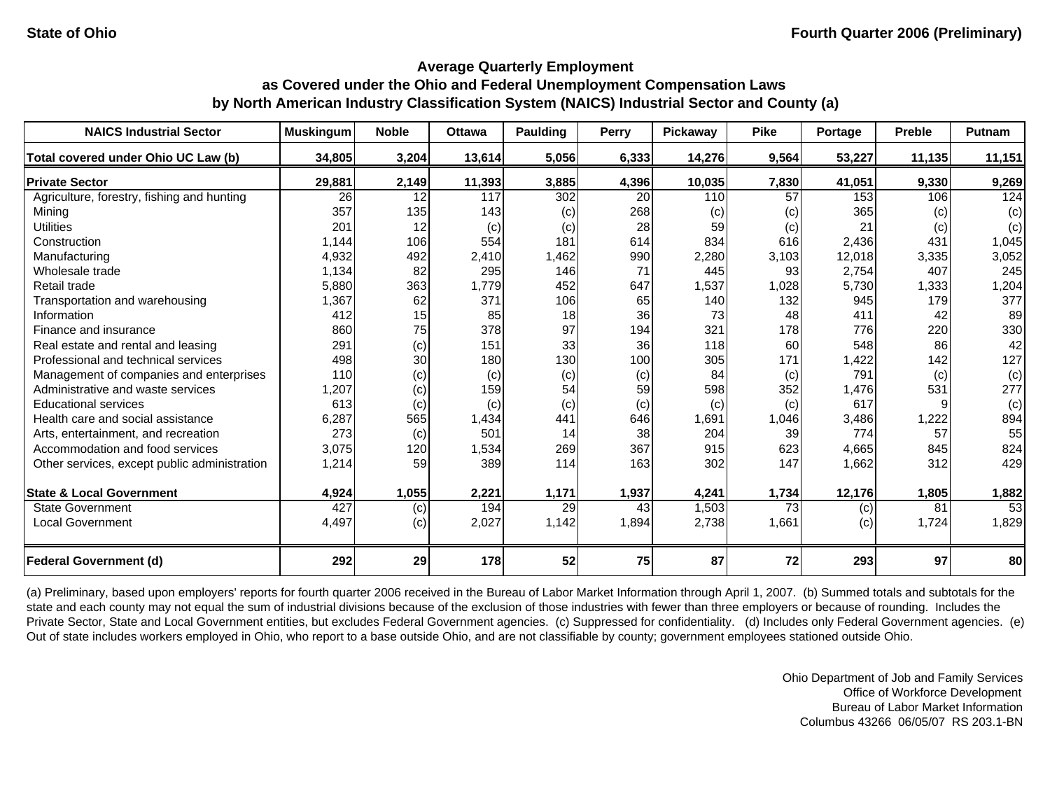State of Ohio — Fourth Quarter 2006 (Preliminary)

## Average Quarterly Employment
## as Covered under the Ohio and Federal Unemployment Compensation Laws
## by North American Industry Classification System (NAICS) Industrial Sector and County (a)

| NAICS Industrial Sector | Muskingum | Noble | Ottawa | Paulding | Perry | Pickaway | Pike | Portage | Preble | Putnam |
|---|---|---|---|---|---|---|---|---|---|---|
| **Total covered under Ohio UC Law (b)** | **34,805** | **3,204** | **13,614** | **5,056** | **6,333** | **14,276** | **9,564** | **53,227** | **11,135** | **11,151** |
| **Private Sector** | **29,881** | **2,149** | **11,393** | **3,885** | **4,396** | **10,035** | **7,830** | **41,051** | **9,330** | **9,269** |
| Agriculture, forestry, fishing and hunting | 26 | 12 | 117 | 302 | 20 | 110 | 57 | 153 | 106 | 124 |
| Mining | 357 | 135 | 143 | (c) | 268 | (c) | (c) | 365 | (c) | (c) |
| Utilities | 201 | 12 | (c) | (c) | 28 | 59 | (c) | 21 | (c) | (c) |
| Construction | 1,144 | 106 | 554 | 181 | 614 | 834 | 616 | 2,436 | 431 | 1,045 |
| Manufacturing | 4,932 | 492 | 2,410 | 1,462 | 990 | 2,280 | 3,103 | 12,018 | 3,335 | 3,052 |
| Wholesale trade | 1,134 | 82 | 295 | 146 | 71 | 445 | 93 | 2,754 | 407 | 245 |
| Retail trade | 5,880 | 363 | 1,779 | 452 | 647 | 1,537 | 1,028 | 5,730 | 1,333 | 1,204 |
| Transportation and warehousing | 1,367 | 62 | 371 | 106 | 65 | 140 | 132 | 945 | 179 | 377 |
| Information | 412 | 15 | 85 | 18 | 36 | 73 | 48 | 411 | 42 | 89 |
| Finance and insurance | 860 | 75 | 378 | 97 | 194 | 321 | 178 | 776 | 220 | 330 |
| Real estate and rental and leasing | 291 | (c) | 151 | 33 | 36 | 118 | 60 | 548 | 86 | 42 |
| Professional and technical services | 498 | 30 | 180 | 130 | 100 | 305 | 171 | 1,422 | 142 | 127 |
| Management of companies and enterprises | 110 | (c) | (c) | (c) | (c) | 84 | (c) | 791 | (c) | (c) |
| Administrative and waste services | 1,207 | (c) | 159 | 54 | 59 | 598 | 352 | 1,476 | 531 | 277 |
| Educational services | 613 | (c) | (c) | (c) | (c) | (c) | (c) | 617 | 9 | (c) |
| Health care and social assistance | 6,287 | 565 | 1,434 | 441 | 646 | 1,691 | 1,046 | 3,486 | 1,222 | 894 |
| Arts, entertainment, and recreation | 273 | (c) | 501 | 14 | 38 | 204 | 39 | 774 | 57 | 55 |
| Accommodation and food services | 3,075 | 120 | 1,534 | 269 | 367 | 915 | 623 | 4,665 | 845 | 824 |
| Other services, except public administration | 1,214 | 59 | 389 | 114 | 163 | 302 | 147 | 1,662 | 312 | 429 |
| **State & Local Government** | **4,924** | **1,055** | **2,221** | **1,171** | **1,937** | **4,241** | **1,734** | **12,176** | **1,805** | **1,882** |
| State Government | 427 | (c) | 194 | 29 | 43 | 1,503 | 73 | (c) | 81 | 53 |
| Local Government | 4,497 | (c) | 2,027 | 1,142 | 1,894 | 2,738 | 1,661 | (c) | 1,724 | 1,829 |
| **Federal Government (d)** | **292** | **29** | **178** | **52** | **75** | **87** | **72** | **293** | **97** | **80** |

(a) Preliminary, based upon employers' reports for fourth quarter 2006 received in the Bureau of Labor Market Information through April 1, 2007. (b) Summed totals and subtotals for the state and each county may not equal the sum of industrial divisions because of the exclusion of those industries with fewer than three employers or because of rounding. Includes the Private Sector, State and Local Government entities, but excludes Federal Government agencies. (c) Suppressed for confidentiality. (d) Includes only Federal Government agencies. (e) Out of state includes workers employed in Ohio, who report to a base outside Ohio, and are not classifiable by county; government employees stationed outside Ohio.

Ohio Department of Job and Family Services
Office of Workforce Development
Bureau of Labor Market Information
Columbus 43266 06/05/07 RS 203.1-BN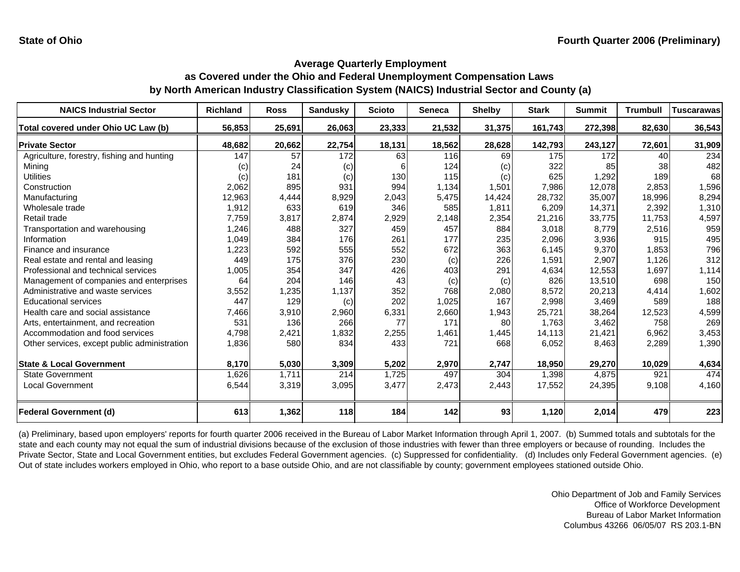**State of Ohio** **Fourth Quarter 2006 (Preliminary)**

## Average Quarterly Employment as Covered under the Ohio and Federal Unemployment Compensation Laws by North American Industry Classification System (NAICS) Industrial Sector and County (a)

| NAICS Industrial Sector | Richland | Ross | Sandusky | Scioto | Seneca | Shelby | Stark | Summit | Trumbull | Tuscarawas |
|---|---|---|---|---|---|---|---|---|---|---|
| **Total covered under Ohio UC Law (b)** | **56,853** | **25,691** | **26,063** | **23,333** | **21,532** | **31,375** | **161,743** | **272,398** | **82,630** | **36,543** |
| **Private Sector** | **48,682** | **20,662** | **22,754** | **18,131** | **18,562** | **28,628** | **142,793** | **243,127** | **72,601** | **31,909** |
| Agriculture, forestry, fishing and hunting | 147 | 57 | 172 | 63 | 116 | 69 | 175 | 172 | 40 | 234 |
| Mining | (c) | 24 | (c) | 6 | 124 | (c) | 322 | 85 | 38 | 482 |
| Utilities | (c) | 181 | (c) | 130 | 115 | (c) | 625 | 1,292 | 189 | 68 |
| Construction | 2,062 | 895 | 931 | 994 | 1,134 | 1,501 | 7,986 | 12,078 | 2,853 | 1,596 |
| Manufacturing | 12,963 | 4,444 | 8,929 | 2,043 | 5,475 | 14,424 | 28,732 | 35,007 | 18,996 | 8,294 |
| Wholesale trade | 1,912 | 633 | 619 | 346 | 585 | 1,811 | 6,209 | 14,371 | 2,392 | 1,310 |
| Retail trade | 7,759 | 3,817 | 2,874 | 2,929 | 2,148 | 2,354 | 21,216 | 33,775 | 11,753 | 4,597 |
| Transportation and warehousing | 1,246 | 488 | 327 | 459 | 457 | 884 | 3,018 | 8,779 | 2,516 | 959 |
| Information | 1,049 | 384 | 176 | 261 | 177 | 235 | 2,096 | 3,936 | 915 | 495 |
| Finance and insurance | 1,223 | 592 | 555 | 552 | 672 | 363 | 6,145 | 9,370 | 1,853 | 796 |
| Real estate and rental and leasing | 449 | 175 | 376 | 230 | (c) | 226 | 1,591 | 2,907 | 1,126 | 312 |
| Professional and technical services | 1,005 | 354 | 347 | 426 | 403 | 291 | 4,634 | 12,553 | 1,697 | 1,114 |
| Management of companies and enterprises | 64 | 204 | 146 | 43 | (c) | (c) | 826 | 13,510 | 698 | 150 |
| Administrative and waste services | 3,552 | 1,235 | 1,137 | 352 | 768 | 2,080 | 8,572 | 20,213 | 4,414 | 1,602 |
| Educational services | 447 | 129 | (c) | 202 | 1,025 | 167 | 2,998 | 3,469 | 589 | 188 |
| Health care and social assistance | 7,466 | 3,910 | 2,960 | 6,331 | 2,660 | 1,943 | 25,721 | 38,264 | 12,523 | 4,599 |
| Arts, entertainment, and recreation | 531 | 136 | 266 | 77 | 171 | 80 | 1,763 | 3,462 | 758 | 269 |
| Accommodation and food services | 4,798 | 2,421 | 1,832 | 2,255 | 1,461 | 1,445 | 14,113 | 21,421 | 6,962 | 3,453 |
| Other services, except public administration | 1,836 | 580 | 834 | 433 | 721 | 668 | 6,052 | 8,463 | 2,289 | 1,390 |
| **State & Local Government** | **8,170** | **5,030** | **3,309** | **5,202** | **2,970** | **2,747** | **18,950** | **29,270** | **10,029** | **4,634** |
| State Government | 1,626 | 1,711 | 214 | 1,725 | 497 | 304 | 1,398 | 4,875 | 921 | 474 |
| Local Government | 6,544 | 3,319 | 3,095 | 3,477 | 2,473 | 2,443 | 17,552 | 24,395 | 9,108 | 4,160 |
| **Federal Government (d)** | **613** | **1,362** | **118** | **184** | **142** | **93** | **1,120** | **2,014** | **479** | **223** |

(a) Preliminary, based upon employers' reports for fourth quarter 2006 received in the Bureau of Labor Market Information through April 1, 2007. (b) Summed totals and subtotals for the state and each county may not equal the sum of industrial divisions because of the exclusion of those industries with fewer than three employers or because of rounding. Includes the Private Sector, State and Local Government entities, but excludes Federal Government agencies. (c) Suppressed for confidentiality. (d) Includes only Federal Government agencies. (e) Out of state includes workers employed in Ohio, who report to a base outside Ohio, and are not classifiable by county; government employees stationed outside Ohio.

Ohio Department of Job and Family Services
Office of Workforce Development
Bureau of Labor Market Information
Columbus 43266 06/05/07 RS 203.1-BN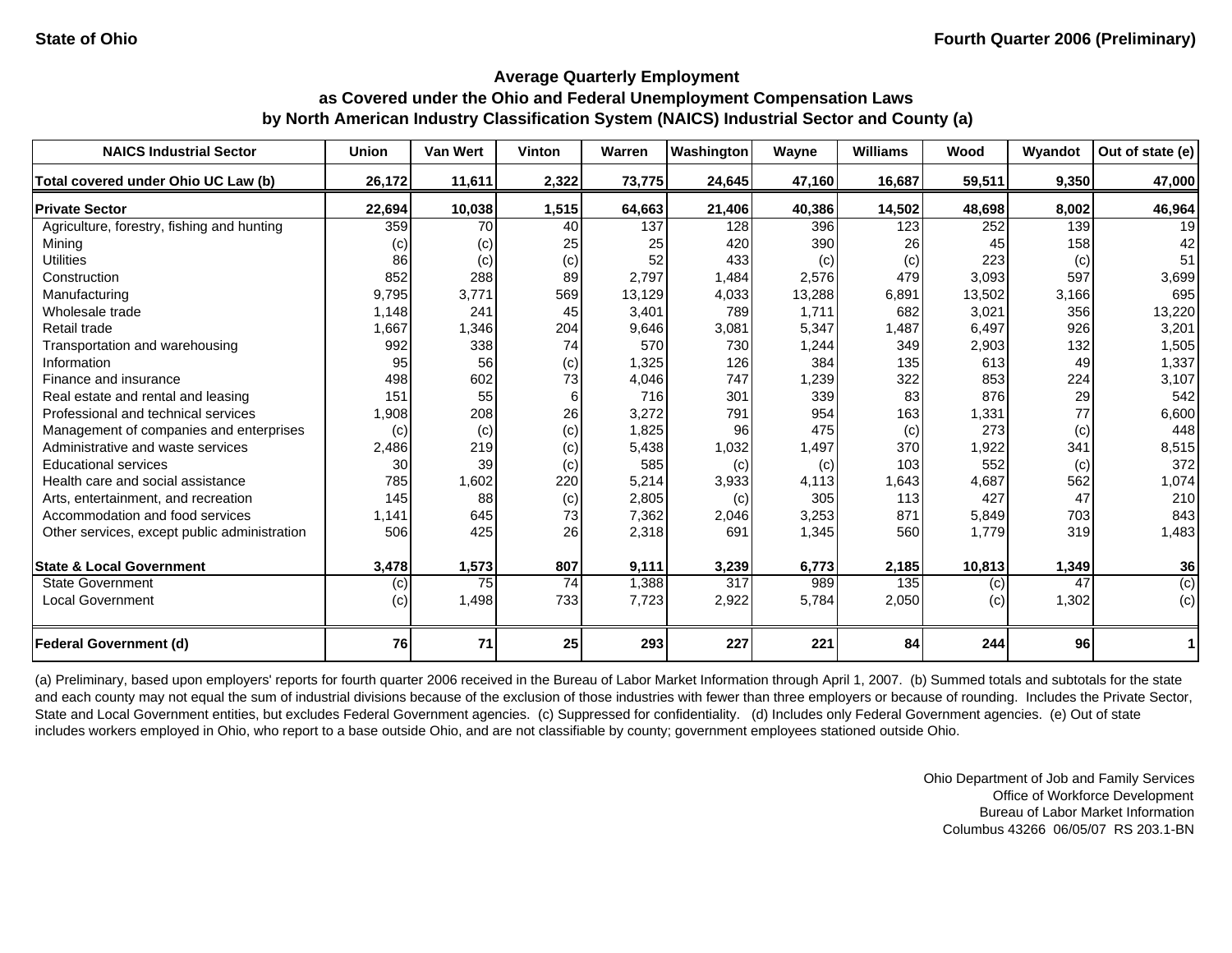**State of Ohio** **Fourth Quarter 2006 (Preliminary)**

## Average Quarterly Employment as Covered under the Ohio and Federal Unemployment Compensation Laws by North American Industry Classification System (NAICS) Industrial Sector and County (a)

| NAICS Industrial Sector | Union | Van Wert | Vinton | Warren | Washington | Wayne | Williams | Wood | Wyandot | Out of state (e) |
|---|---|---|---|---|---|---|---|---|---|---|
| **Total covered under Ohio UC Law (b)** | **26,172** | **11,611** | **2,322** | **73,775** | **24,645** | **47,160** | **16,687** | **59,511** | **9,350** | **47,000** |
| **Private Sector** | **22,694** | **10,038** | **1,515** | **64,663** | **21,406** | **40,386** | **14,502** | **48,698** | **8,002** | **46,964** |
| Agriculture, forestry, fishing and hunting | 359 | 70 | 40 | 137 | 128 | 396 | 123 | 252 | 139 | 19 |
| Mining | (c) | (c) | 25 | 25 | 420 | 390 | 26 | 45 | 158 | 42 |
| Utilities | 86 | (c) | (c) | 52 | 433 | (c) | (c) | 223 | (c) | 51 |
| Construction | 852 | 288 | 89 | 2,797 | 1,484 | 2,576 | 479 | 3,093 | 597 | 3,699 |
| Manufacturing | 9,795 | 3,771 | 569 | 13,129 | 4,033 | 13,288 | 6,891 | 13,502 | 3,166 | 695 |
| Wholesale trade | 1,148 | 241 | 45 | 3,401 | 789 | 1,711 | 682 | 3,021 | 356 | 13,220 |
| Retail trade | 1,667 | 1,346 | 204 | 9,646 | 3,081 | 5,347 | 1,487 | 6,497 | 926 | 3,201 |
| Transportation and warehousing | 992 | 338 | 74 | 570 | 730 | 1,244 | 349 | 2,903 | 132 | 1,505 |
| Information | 95 | 56 | (c) | 1,325 | 126 | 384 | 135 | 613 | 49 | 1,337 |
| Finance and insurance | 498 | 602 | 73 | 4,046 | 747 | 1,239 | 322 | 853 | 224 | 3,107 |
| Real estate and rental and leasing | 151 | 55 | 6 | 716 | 301 | 339 | 83 | 876 | 29 | 542 |
| Professional and technical services | 1,908 | 208 | 26 | 3,272 | 791 | 954 | 163 | 1,331 | 77 | 6,600 |
| Management of companies and enterprises | (c) | (c) | (c) | 1,825 | 96 | 475 | (c) | 273 | (c) | 448 |
| Administrative and waste services | 2,486 | 219 | (c) | 5,438 | 1,032 | 1,497 | 370 | 1,922 | 341 | 8,515 |
| Educational services | 30 | 39 | (c) | 585 | (c) | (c) | 103 | 552 | (c) | 372 |
| Health care and social assistance | 785 | 1,602 | 220 | 5,214 | 3,933 | 4,113 | 1,643 | 4,687 | 562 | 1,074 |
| Arts, entertainment, and recreation | 145 | 88 | (c) | 2,805 | (c) | 305 | 113 | 427 | 47 | 210 |
| Accommodation and food services | 1,141 | 645 | 73 | 7,362 | 2,046 | 3,253 | 871 | 5,849 | 703 | 843 |
| Other services, except public administration | 506 | 425 | 26 | 2,318 | 691 | 1,345 | 560 | 1,779 | 319 | 1,483 |
| **State & Local Government** | **3,478** | **1,573** | **807** | **9,111** | **3,239** | **6,773** | **2,185** | **10,813** | **1,349** | **36** |
| State Government | (c) | 75 | 74 | 1,388 | 317 | 989 | 135 | (c) | 47 | (c) |
| Local Government | (c) | 1,498 | 733 | 7,723 | 2,922 | 5,784 | 2,050 | (c) | 1,302 | (c) |
| **Federal Government (d)** | **76** | **71** | **25** | **293** | **227** | **221** | **84** | **244** | **96** | **1** |

(a) Preliminary, based upon employers' reports for fourth quarter 2006 received in the Bureau of Labor Market Information through April 1, 2007. (b) Summed totals and subtotals for the state and each county may not equal the sum of industrial divisions because of the exclusion of those industries with fewer than three employers or because of rounding. Includes the Private Sector, State and Local Government entities, but excludes Federal Government agencies. (c) Suppressed for confidentiality. (d) Includes only Federal Government agencies. (e) Out of state includes workers employed in Ohio, who report to a base outside Ohio, and are not classifiable by county; government employees stationed outside Ohio.

Ohio Department of Job and Family Services
Office of Workforce Development
Bureau of Labor Market Information
Columbus 43266 06/05/07 RS 203.1-BN